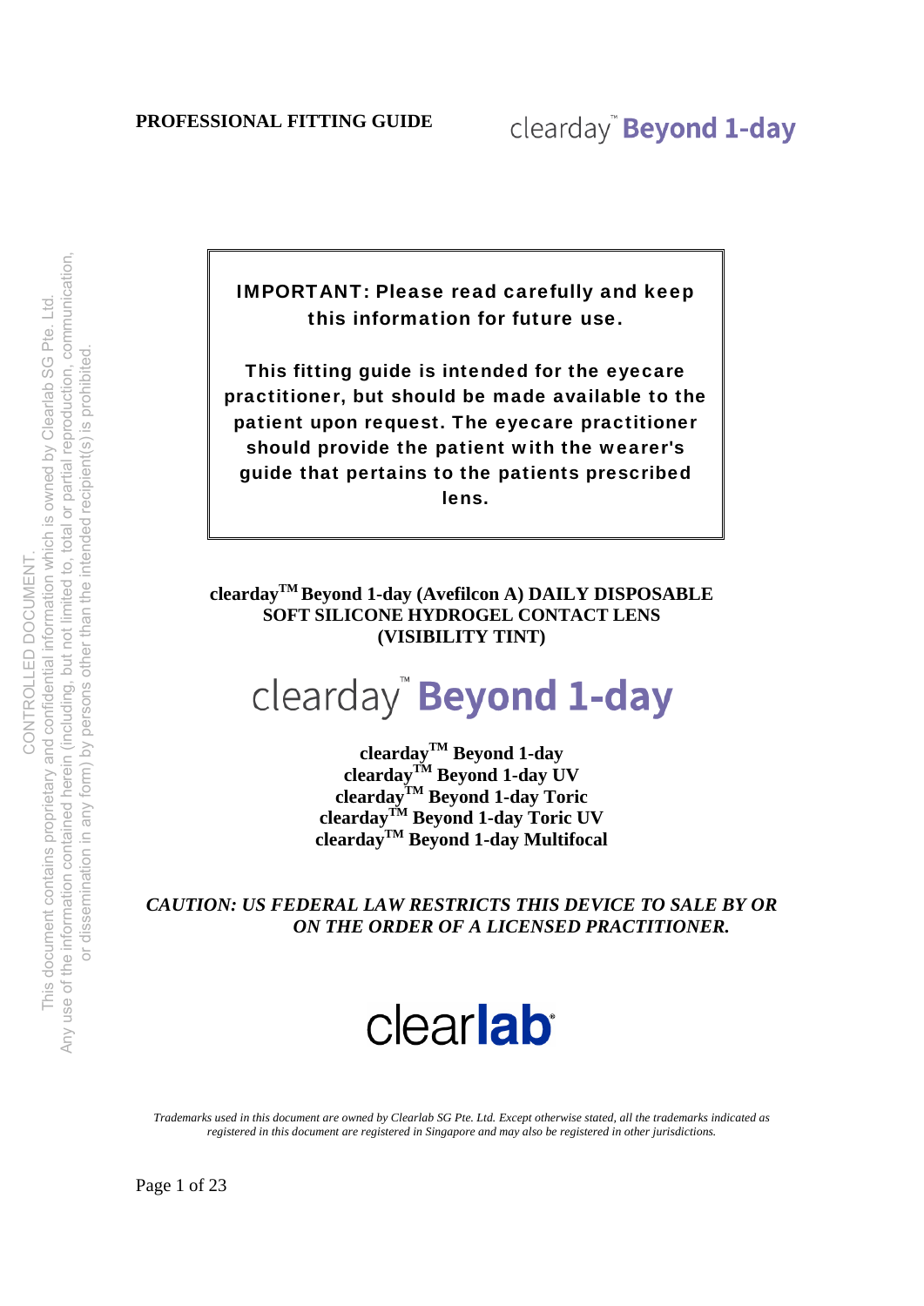**PROFESSIONAL FITTING GUIDE**

clearday™ **Beyond 1-day**

> **IMPORTANT: Please read carefully and keep this information for future use.**
>
> **This fitting guide is intended for the eyecare practitioner, but should be made available to the patient upon request. The eyecare practitioner should provide the patient with the wearer's guide that pertains to the patients prescribed lens.**

**clearday™ Beyond 1-day (Avefilcon A) DAILY DISPOSABLE SOFT SILICONE HYDROGEL CONTACT LENS (VISIBILITY TINT)**

clearday™ **Beyond 1-day**

**clearday™ Beyond 1-day**
**clearday™ Beyond 1-day UV**
**clearday™ Beyond 1-day Toric**
**clearday™ Beyond 1-day Toric UV**
**clearday™ Beyond 1-day Multifocal**

***CAUTION: US FEDERAL LAW RESTRICTS THIS DEVICE TO SALE BY OR ON THE ORDER OF A LICENSED PRACTITIONER.***

clear**lab**®

*Trademarks used in this document are owned by Clearlab SG Pte. Ltd. Except otherwise stated, all the trademarks indicated as registered in this document are registered in Singapore and may also be registered in other jurisdictions.*

CONTROLLED DOCUMENT.
This document contains proprietary and confidential information which is owned by Clearlab SG Pte. Ltd.
Any use of the information contained herein (including, but not limited to, total or partial reproduction, communication, or dissemination in any form) by persons other than the intended recipient(s) is prohibited.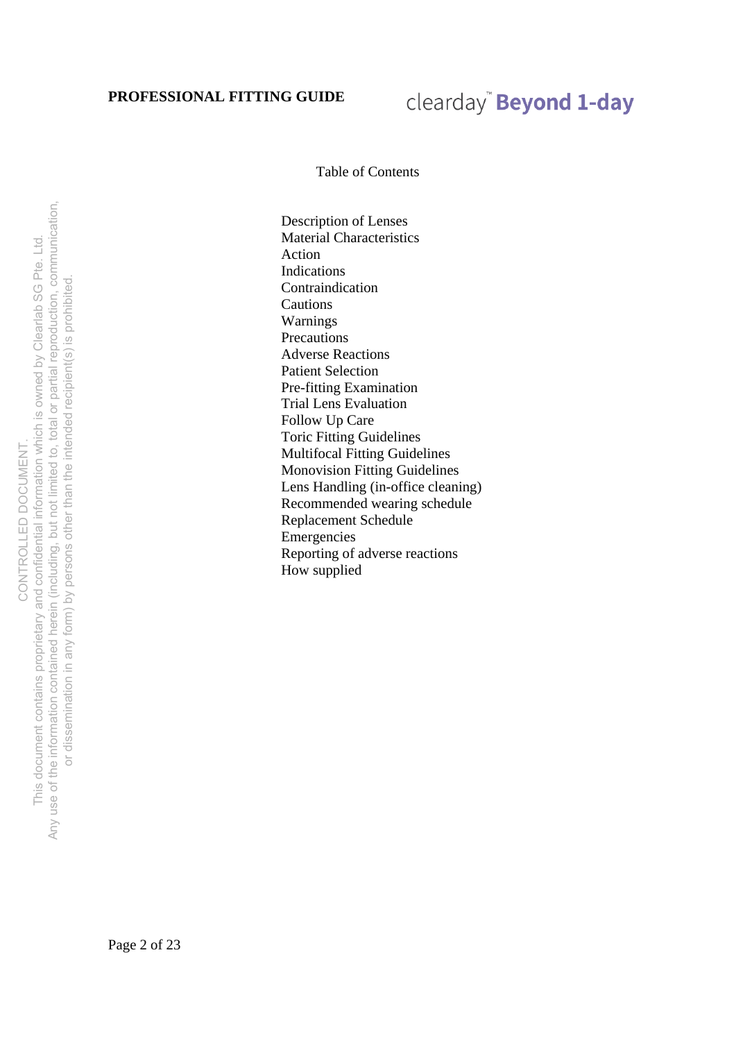## Table of Contents

- Description of Lenses
- Material Characteristics
- Action
- Indications
- Contraindication
- Cautions
- Warnings
- Precautions
- Adverse Reactions
- Patient Selection
- Pre-fitting Examination
- Trial Lens Evaluation
- Follow Up Care
- Toric Fitting Guidelines
- Multifocal Fitting Guidelines
- Monovision Fitting Guidelines
- Lens Handling (in-office cleaning)
- Recommended wearing schedule
- Replacement Schedule
- Emergencies
- Reporting of adverse reactions
- How supplied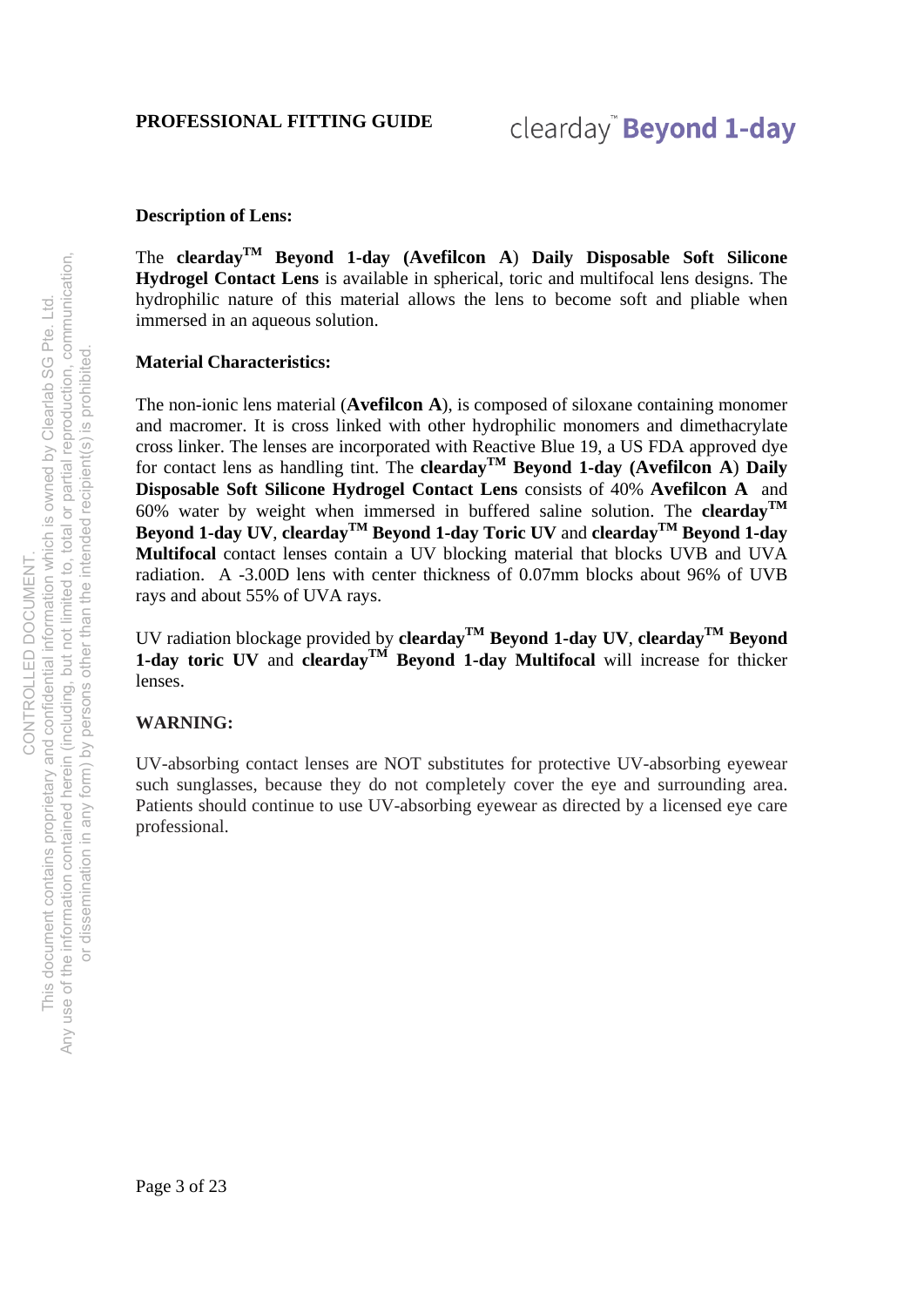**Description of Lens:**

The **clearday™ Beyond 1-day (Avefilcon A**) **Daily Disposable Soft Silicone Hydrogel Contact Lens** is available in spherical, toric and multifocal lens designs. The hydrophilic nature of this material allows the lens to become soft and pliable when immersed in an aqueous solution.

**Material Characteristics:**

The non-ionic lens material (**Avefilcon A**), is composed of siloxane containing monomer and macromer. It is cross linked with other hydrophilic monomers and dimethacrylate cross linker. The lenses are incorporated with Reactive Blue 19, a US FDA approved dye for contact lens as handling tint. The **clearday™ Beyond 1-day (Avefilcon A**) **Daily Disposable Soft Silicone Hydrogel Contact Lens** consists of 40% **Avefilcon A** and 60% water by weight when immersed in buffered saline solution. The **clearday™ Beyond 1-day UV**, **clearday™ Beyond 1-day Toric UV** and **clearday™ Beyond 1-day Multifocal** contact lenses contain a UV blocking material that blocks UVB and UVA radiation. A -3.00D lens with center thickness of 0.07mm blocks about 96% of UVB rays and about 55% of UVA rays.

UV radiation blockage provided by **clearday™ Beyond 1-day UV**, **clearday™ Beyond 1-day toric UV** and **clearday™ Beyond 1-day Multifocal** will increase for thicker lenses.

**WARNING:**

UV-absorbing contact lenses are NOT substitutes for protective UV-absorbing eyewear such sunglasses, because they do not completely cover the eye and surrounding area. Patients should continue to use UV-absorbing eyewear as directed by a licensed eye care professional.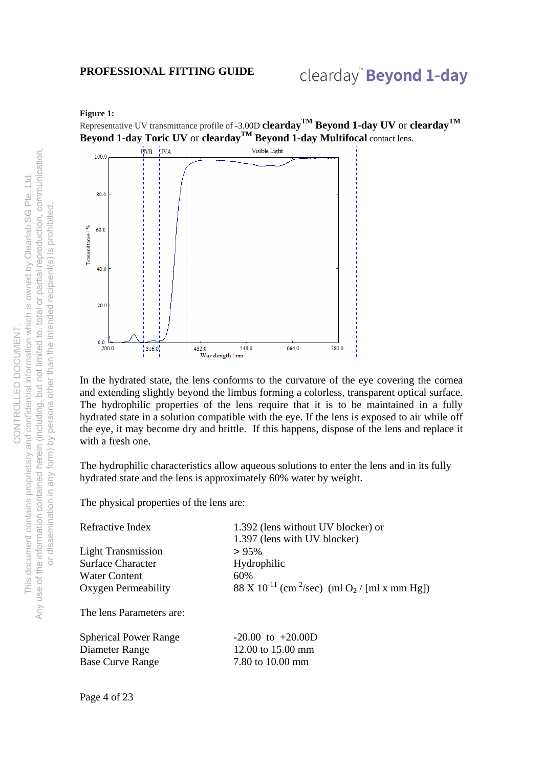**Figure 1:**

Representative UV transmittance profile of -3.00D **clearday™ Beyond 1-day UV** or **clearday™ Beyond 1-day Toric UV** or **clearday™ Beyond 1-day Multifocal** contact lens.

In the hydrated state, the lens conforms to the curvature of the eye covering the cornea and extending slightly beyond the limbus forming a colorless, transparent optical surface. The hydrophilic properties of the lens require that it is to be maintained in a fully hydrated state in a solution compatible with the eye. If the lens is exposed to air while off the eye, it may become dry and brittle. If this happens, dispose of the lens and replace it with a fresh one.

The hydrophilic characteristics allow aqueous solutions to enter the lens and in its fully hydrated state and the lens is approximately 60% water by weight.

The physical properties of the lens are:

| | |
|---|---|
| Refractive Index | 1.392 (lens without UV blocker) or 1.397 (lens with UV blocker) |
| Light Transmission | > 95% |
| Surface Character | Hydrophilic |
| Water Content | 60% |
| Oxygen Permeability | $88 \times 10^{-11}$ ($cm^2$/sec) (ml $O_2$ / [ml x mm Hg]) |

The lens Parameters are:

| | |
|---|---|
| Spherical Power Range | -20.00 to +20.00D |
| Diameter Range | 12.00 to 15.00 mm |
| Base Curve Range | 7.80 to 10.00 mm |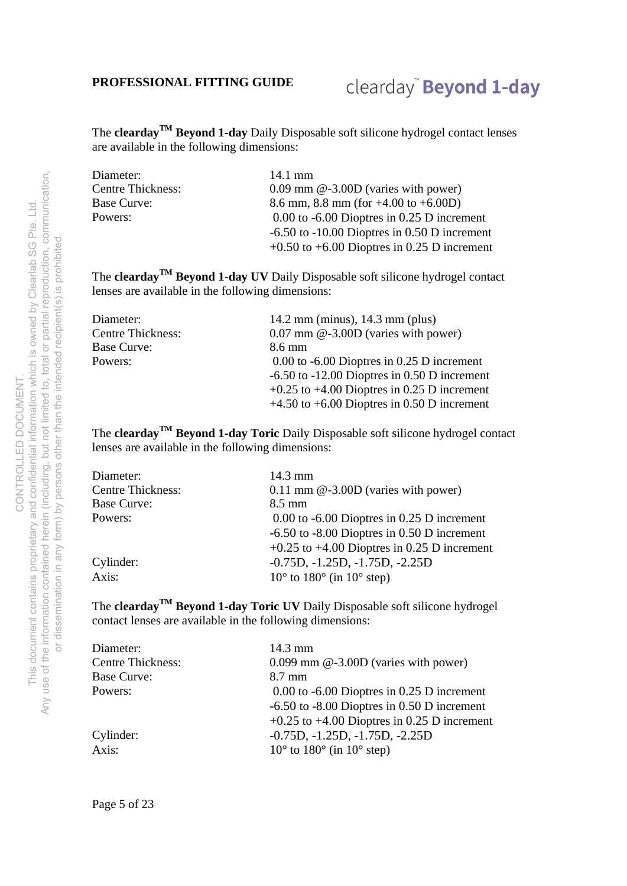The **clearday$^{TM}$ Beyond 1-day** Daily Disposable soft silicone hydrogel contact lenses are available in the following dimensions:

| | |
|---|---|
| Diameter: | 14.1 mm |
| Centre Thickness: | 0.09 mm @-3.00D (varies with power) |
| Base Curve: | 8.6 mm, 8.8 mm (for +4.00 to +6.00D) |
| Powers: | 0.00 to -6.00 Dioptres in 0.25 D increment |
| | -6.50 to -10.00 Dioptres in 0.50 D increment |
| | +0.50 to +6.00 Dioptres in 0.25 D increment |

The **clearday$^{TM}$ Beyond 1-day UV** Daily Disposable soft silicone hydrogel contact lenses are available in the following dimensions:

| | |
|---|---|
| Diameter: | 14.2 mm (minus), 14.3 mm (plus) |
| Centre Thickness: | 0.07 mm @-3.00D (varies with power) |
| Base Curve: | 8.6 mm |
| Powers: | 0.00 to -6.00 Dioptres in 0.25 D increment |
| | -6.50 to -12.00 Dioptres in 0.50 D increment |
| | +0.25 to +4.00 Dioptres in 0.25 D increment |
| | +4.50 to +6.00 Dioptres in 0.50 D increment |

The **clearday$^{TM}$ Beyond 1-day Toric** Daily Disposable soft silicone hydrogel contact lenses are available in the following dimensions:

| | |
|---|---|
| Diameter: | 14.3 mm |
| Centre Thickness: | 0.11 mm @-3.00D (varies with power) |
| Base Curve: | 8.5 mm |
| Powers: | 0.00 to -6.00 Dioptres in 0.25 D increment |
| | -6.50 to -8.00 Dioptres in 0.50 D increment |
| | +0.25 to +4.00 Dioptres in 0.25 D increment |
| Cylinder: | -0.75D, -1.25D, -1.75D, -2.25D |
| Axis: | 10° to 180° (in 10° step) |

The **clearday$^{TM}$ Beyond 1-day Toric UV** Daily Disposable soft silicone hydrogel contact lenses are available in the following dimensions:

| | |
|---|---|
| Diameter: | 14.3 mm |
| Centre Thickness: | 0.099 mm @-3.00D (varies with power) |
| Base Curve: | 8.7 mm |
| Powers: | 0.00 to -6.00 Dioptres in 0.25 D increment |
| | -6.50 to -8.00 Dioptres in 0.50 D increment |
| | +0.25 to +4.00 Dioptres in 0.25 D increment |
| Cylinder: | -0.75D, -1.25D, -1.75D, -2.25D |
| Axis: | 10° to 180° (in 10° step) |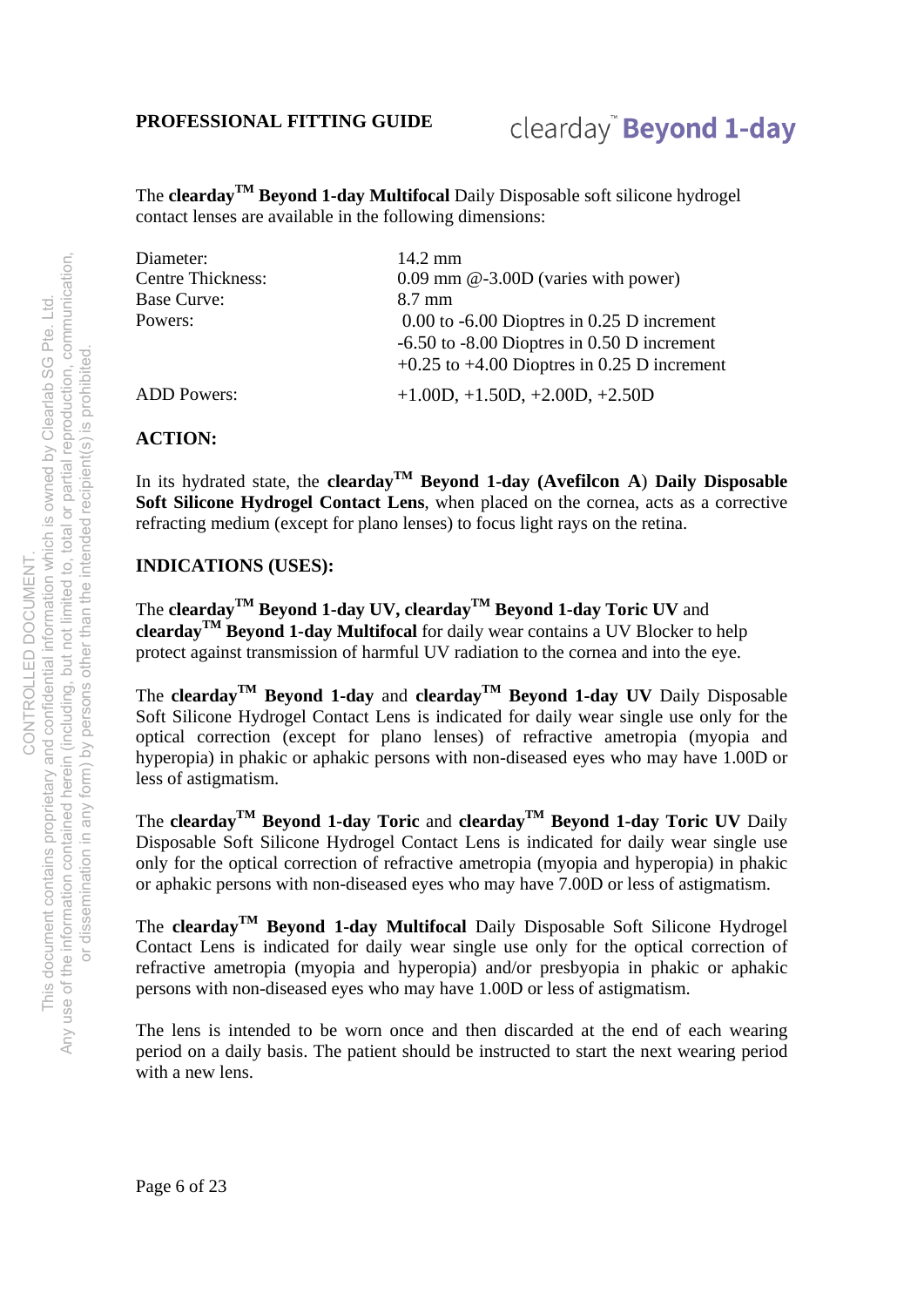The **clearday™ Beyond 1-day Multifocal** Daily Disposable soft silicone hydrogel contact lenses are available in the following dimensions:

| | |
|---|---|
| Diameter: | 14.2 mm |
| Centre Thickness: | 0.09 mm @-3.00D (varies with power) |
| Base Curve: | 8.7 mm |
| Powers: | 0.00 to -6.00 Dioptres in 0.25 D increment<br>-6.50 to -8.00 Dioptres in 0.50 D increment<br>+0.25 to +4.00 Dioptres in 0.25 D increment |
| ADD Powers: | +1.00D, +1.50D, +2.00D, +2.50D |

**ACTION:**

In its hydrated state, the **clearday™ Beyond 1-day (Avefilcon A**) **Daily Disposable Soft Silicone Hydrogel Contact Lens**, when placed on the cornea, acts as a corrective refracting medium (except for plano lenses) to focus light rays on the retina.

**INDICATIONS (USES):**

The **clearday™ Beyond 1-day UV, clearday™ Beyond 1-day Toric UV** and **clearday™ Beyond 1-day Multifocal** for daily wear contains a UV Blocker to help protect against transmission of harmful UV radiation to the cornea and into the eye.

The **clearday™ Beyond 1-day** and **clearday™ Beyond 1-day UV** Daily Disposable Soft Silicone Hydrogel Contact Lens is indicated for daily wear single use only for the optical correction (except for plano lenses) of refractive ametropia (myopia and hyperopia) in phakic or aphakic persons with non-diseased eyes who may have 1.00D or less of astigmatism.

The **clearday™ Beyond 1-day Toric** and **clearday™ Beyond 1-day Toric UV** Daily Disposable Soft Silicone Hydrogel Contact Lens is indicated for daily wear single use only for the optical correction of refractive ametropia (myopia and hyperopia) in phakic or aphakic persons with non-diseased eyes who may have 7.00D or less of astigmatism.

The **clearday™ Beyond 1-day Multifocal** Daily Disposable Soft Silicone Hydrogel Contact Lens is indicated for daily wear single use only for the optical correction of refractive ametropia (myopia and hyperopia) and/or presbyopia in phakic or aphakic persons with non-diseased eyes who may have 1.00D or less of astigmatism.

The lens is intended to be worn once and then discarded at the end of each wearing period on a daily basis. The patient should be instructed to start the next wearing period with a new lens.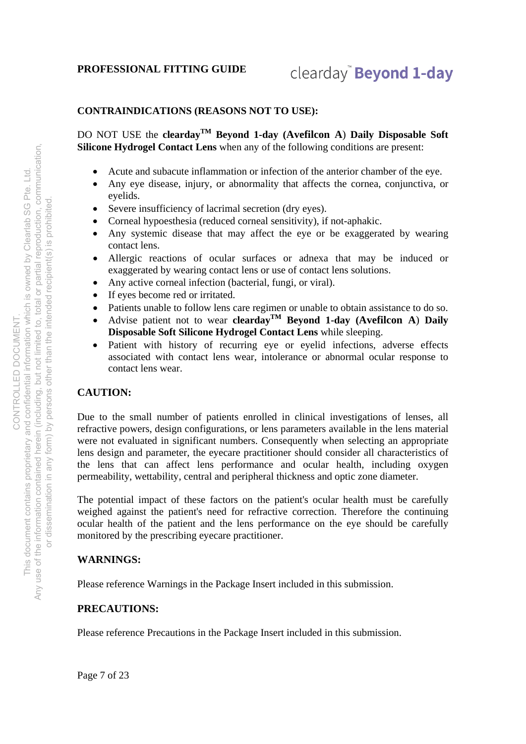## CONTRAINDICATIONS (REASONS NOT TO USE):

DO NOT USE the **clearday™ Beyond 1-day (Avefilcon A) Daily Disposable Soft Silicone Hydrogel Contact Lens** when any of the following conditions are present:

- Acute and subacute inflammation or infection of the anterior chamber of the eye.
- Any eye disease, injury, or abnormality that affects the cornea, conjunctiva, or eyelids.
- Severe insufficiency of lacrimal secretion (dry eyes).
- Corneal hypoesthesia (reduced corneal sensitivity), if not-aphakic.
- Any systemic disease that may affect the eye or be exaggerated by wearing contact lens.
- Allergic reactions of ocular surfaces or adnexa that may be induced or exaggerated by wearing contact lens or use of contact lens solutions.
- Any active corneal infection (bacterial, fungi, or viral).
- If eyes become red or irritated.
- Patients unable to follow lens care regimen or unable to obtain assistance to do so.
- Advise patient not to wear **clearday™ Beyond 1-day (Avefilcon A) Daily Disposable Soft Silicone Hydrogel Contact Lens** while sleeping.
- Patient with history of recurring eye or eyelid infections, adverse effects associated with contact lens wear, intolerance or abnormal ocular response to contact lens wear.

## CAUTION:

Due to the small number of patients enrolled in clinical investigations of lenses, all refractive powers, design configurations, or lens parameters available in the lens material were not evaluated in significant numbers. Consequently when selecting an appropriate lens design and parameter, the eyecare practitioner should consider all characteristics of the lens that can affect lens performance and ocular health, including oxygen permeability, wettability, central and peripheral thickness and optic zone diameter.

The potential impact of these factors on the patient's ocular health must be carefully weighed against the patient's need for refractive correction. Therefore the continuing ocular health of the patient and the lens performance on the eye should be carefully monitored by the prescribing eyecare practitioner.

## WARNINGS:

Please reference Warnings in the Package Insert included in this submission.

## PRECAUTIONS:

Please reference Precautions in the Package Insert included in this submission.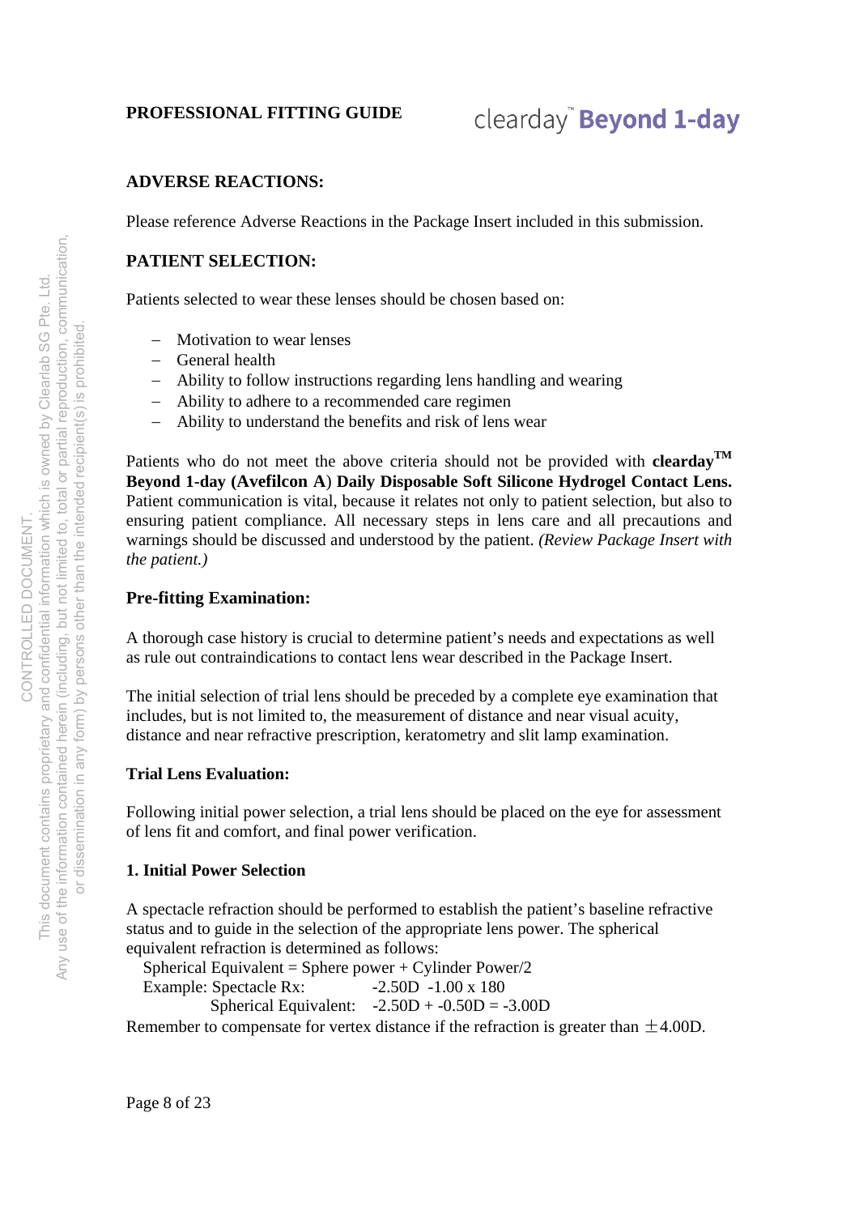## ADVERSE REACTIONS:

Please reference Adverse Reactions in the Package Insert included in this submission.

## PATIENT SELECTION:

Patients selected to wear these lenses should be chosen based on:

- Motivation to wear lenses
- General health
- Ability to follow instructions regarding lens handling and wearing
- Ability to adhere to a recommended care regimen
- Ability to understand the benefits and risk of lens wear

Patients who do not meet the above criteria should not be provided with **clearday™ Beyond 1-day (Avefilcon A) Daily Disposable Soft Silicone Hydrogel Contact Lens.** Patient communication is vital, because it relates not only to patient selection, but also to ensuring patient compliance. All necessary steps in lens care and all precautions and warnings should be discussed and understood by the patient. *(Review Package Insert with the patient.)*

### Pre-fitting Examination:

A thorough case history is crucial to determine patient's needs and expectations as well as rule out contraindications to contact lens wear described in the Package Insert.

The initial selection of trial lens should be preceded by a complete eye examination that includes, but is not limited to, the measurement of distance and near visual acuity, distance and near refractive prescription, keratometry and slit lamp examination.

### Trial Lens Evaluation:

Following initial power selection, a trial lens should be placed on the eye for assessment of lens fit and comfort, and final power verification.

#### 1. Initial Power Selection

A spectacle refraction should be performed to establish the patient's baseline refractive status and to guide in the selection of the appropriate lens power. The spherical equivalent refraction is determined as follows:

Spherical Equivalent = Sphere power + Cylinder Power/2

Example: Spectacle Rx: -2.50D -1.00 x 180

Spherical Equivalent: -2.50D + -0.50D = -3.00D

Remember to compensate for vertex distance if the refraction is greater than $\pm$4.00D.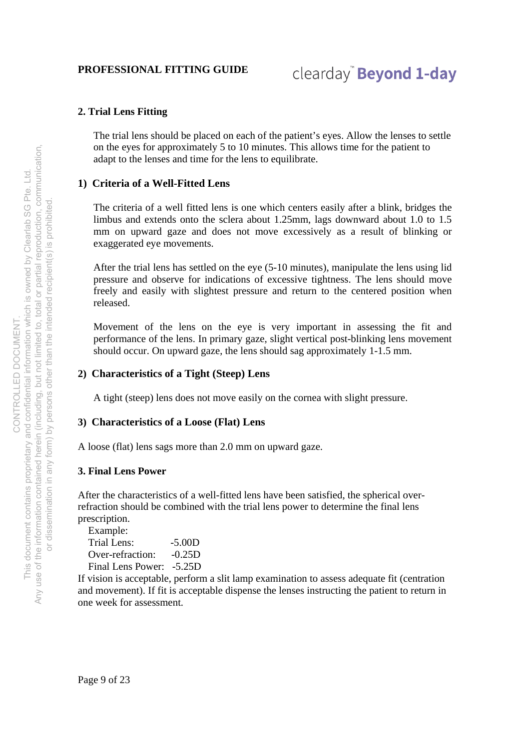## 2. Trial Lens Fitting

The trial lens should be placed on each of the patient's eyes. Allow the lenses to settle on the eyes for approximately 5 to 10 minutes. This allows time for the patient to adapt to the lenses and time for the lens to equilibrate.

### 1) Criteria of a Well-Fitted Lens

The criteria of a well fitted lens is one which centers easily after a blink, bridges the limbus and extends onto the sclera about 1.25mm, lags downward about 1.0 to 1.5 mm on upward gaze and does not move excessively as a result of blinking or exaggerated eye movements.

After the trial lens has settled on the eye (5-10 minutes), manipulate the lens using lid pressure and observe for indications of excessive tightness. The lens should move freely and easily with slightest pressure and return to the centered position when released.

Movement of the lens on the eye is very important in assessing the fit and performance of the lens. In primary gaze, slight vertical post-blinking lens movement should occur. On upward gaze, the lens should sag approximately 1-1.5 mm.

### 2) Characteristics of a Tight (Steep) Lens

A tight (steep) lens does not move easily on the cornea with slight pressure.

### 3) Characteristics of a Loose (Flat) Lens

A loose (flat) lens sags more than 2.0 mm on upward gaze.

## 3. Final Lens Power

After the characteristics of a well-fitted lens have been satisfied, the spherical over-refraction should be combined with the trial lens power to determine the final lens prescription.

Example:

| | |
|---|---|
| Trial Lens: | -5.00D |
| Over-refraction: | -0.25D |
| Final Lens Power: | -5.25D |

If vision is acceptable, perform a slit lamp examination to assess adequate fit (centration and movement). If fit is acceptable dispense the lenses instructing the patient to return in one week for assessment.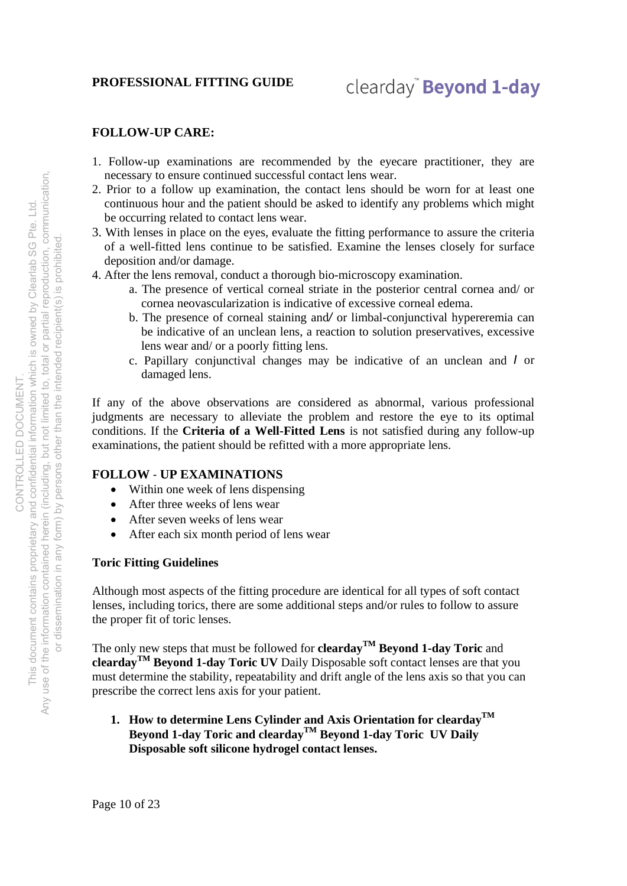## FOLLOW-UP CARE:

1. Follow-up examinations are recommended by the eyecare practitioner, they are necessary to ensure continued successful contact lens wear.
2. Prior to a follow up examination, the contact lens should be worn for at least one continuous hour and the patient should be asked to identify any problems which might be occurring related to contact lens wear.
3. With lenses in place on the eyes, evaluate the fitting performance to assure the criteria of a well-fitted lens continue to be satisfied. Examine the lenses closely for surface deposition and/or damage.
4. After the lens removal, conduct a thorough bio-microscopy examination.
   a. The presence of vertical corneal striate in the posterior central cornea and/ or cornea neovascularization is indicative of excessive corneal edema.
   b. The presence of corneal staining and/ or limbal-conjunctival hypereremia can be indicative of an unclean lens, a reaction to solution preservatives, excessive lens wear and/ or a poorly fitting lens.
   c. Papillary conjunctival changes may be indicative of an unclean and / or damaged lens.

If any of the above observations are considered as abnormal, various professional judgments are necessary to alleviate the problem and restore the eye to its optimal conditions. If the **Criteria of a Well-Fitted Lens** is not satisfied during any follow-up examinations, the patient should be refitted with a more appropriate lens.

## FOLLOW - UP EXAMINATIONS

- Within one week of lens dispensing
- After three weeks of lens wear
- After seven weeks of lens wear
- After each six month period of lens wear

## Toric Fitting Guidelines

Although most aspects of the fitting procedure are identical for all types of soft contact lenses, including torics, there are some additional steps and/or rules to follow to assure the proper fit of toric lenses.

The only new steps that must be followed for **clearday™ Beyond 1-day Toric** and **clearday™ Beyond 1-day Toric UV** Daily Disposable soft contact lenses are that you must determine the stability, repeatability and drift angle of the lens axis so that you can prescribe the correct lens axis for your patient.

1. **How to determine Lens Cylinder and Axis Orientation for clearday™ Beyond 1-day Toric and clearday™ Beyond 1-day Toric UV Daily Disposable soft silicone hydrogel contact lenses.**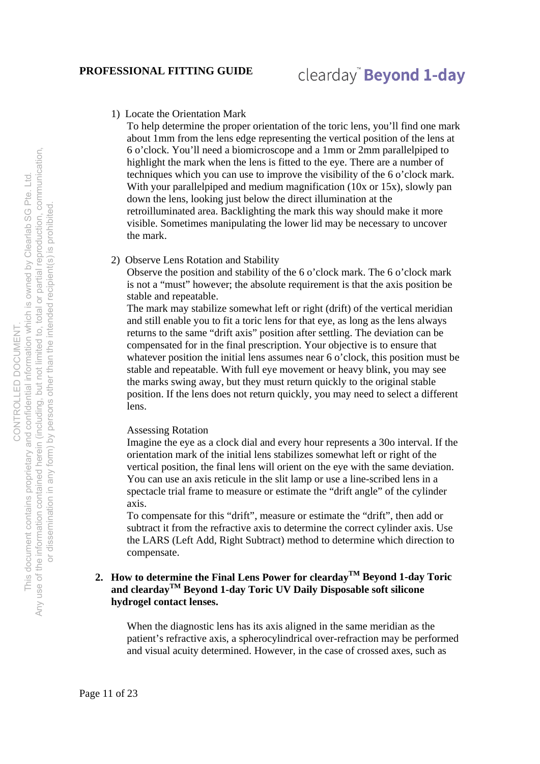1) Locate the Orientation Mark

To help determine the proper orientation of the toric lens, you'll find one mark about 1mm from the lens edge representing the vertical position of the lens at 6 o'clock. You'll need a biomicroscope and a 1mm or 2mm parallelpiped to highlight the mark when the lens is fitted to the eye. There are a number of techniques which you can use to improve the visibility of the 6 o'clock mark. With your parallelpiped and medium magnification (10x or 15x), slowly pan down the lens, looking just below the direct illumination at the retroilluminated area. Backlighting the mark this way should make it more visible. Sometimes manipulating the lower lid may be necessary to uncover the mark.

2) Observe Lens Rotation and Stability

Observe the position and stability of the 6 o'clock mark. The 6 o'clock mark is not a "must" however; the absolute requirement is that the axis position be stable and repeatable.

The mark may stabilize somewhat left or right (drift) of the vertical meridian and still enable you to fit a toric lens for that eye, as long as the lens always returns to the same "drift axis" position after settling. The deviation can be compensated for in the final prescription. Your objective is to ensure that whatever position the initial lens assumes near 6 o'clock, this position must be stable and repeatable. With full eye movement or heavy blink, you may see the marks swing away, but they must return quickly to the original stable position. If the lens does not return quickly, you may need to select a different lens.

Assessing Rotation

Imagine the eye as a clock dial and every hour represents a 30o interval. If the orientation mark of the initial lens stabilizes somewhat left or right of the vertical position, the final lens will orient on the eye with the same deviation. You can use an axis reticule in the slit lamp or use a line-scribed lens in a spectacle trial frame to measure or estimate the "drift angle" of the cylinder axis.

To compensate for this "drift", measure or estimate the "drift", then add or subtract it from the refractive axis to determine the correct cylinder axis. Use the LARS (Left Add, Right Subtract) method to determine which direction to compensate.

**2. How to determine the Final Lens Power for clearday™ Beyond 1-day Toric and clearday™ Beyond 1-day Toric UV Daily Disposable soft silicone hydrogel contact lenses.**

When the diagnostic lens has its axis aligned in the same meridian as the patient's refractive axis, a spherocylindrical over-refraction may be performed and visual acuity determined. However, in the case of crossed axes, such as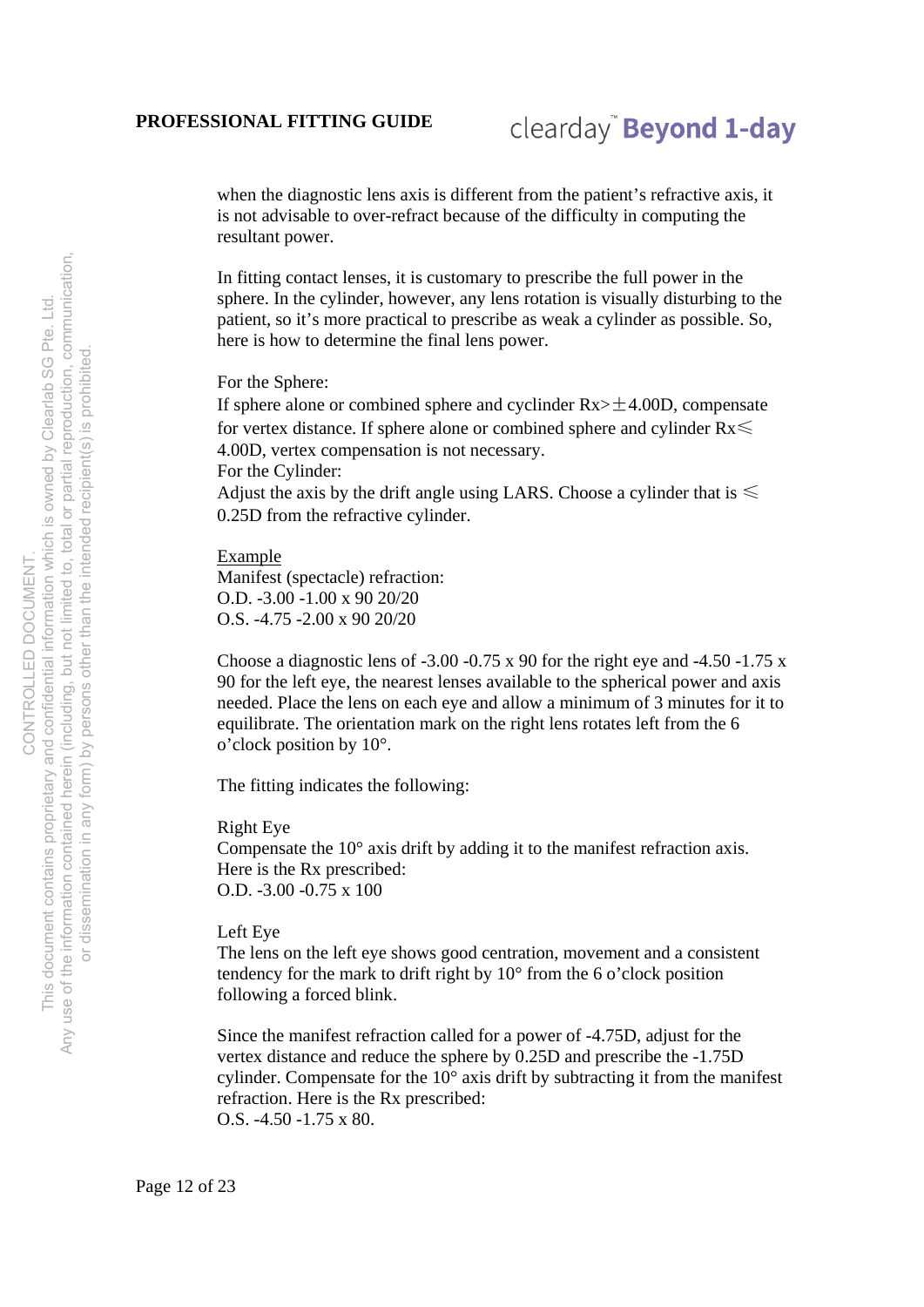when the diagnostic lens axis is different from the patient's refractive axis, it is not advisable to over-refract because of the difficulty in computing the resultant power.

In fitting contact lenses, it is customary to prescribe the full power in the sphere. In the cylinder, however, any lens rotation is visually disturbing to the patient, so it's more practical to prescribe as weak a cylinder as possible. So, here is how to determine the final lens power.

For the Sphere:
If sphere alone or combined sphere and cyclinder Rx>±4.00D, compensate for vertex distance. If sphere alone or combined sphere and cylinder Rx≤ 4.00D, vertex compensation is not necessary.
For the Cylinder:
Adjust the axis by the drift angle using LARS. Choose a cylinder that is ≤ 0.25D from the refractive cylinder.

<u>Example</u>
Manifest (spectacle) refraction:
O.D. -3.00 -1.00 x 90 20/20
O.S. -4.75 -2.00 x 90 20/20

Choose a diagnostic lens of -3.00 -0.75 x 90 for the right eye and -4.50 -1.75 x 90 for the left eye, the nearest lenses available to the spherical power and axis needed. Place the lens on each eye and allow a minimum of 3 minutes for it to equilibrate. The orientation mark on the right lens rotates left from the 6 o'clock position by 10°.

The fitting indicates the following:

Right Eye
Compensate the 10° axis drift by adding it to the manifest refraction axis. Here is the Rx prescribed:
O.D. -3.00 -0.75 x 100

Left Eye
The lens on the left eye shows good centration, movement and a consistent tendency for the mark to drift right by 10° from the 6 o'clock position following a forced blink.

Since the manifest refraction called for a power of -4.75D, adjust for the vertex distance and reduce the sphere by 0.25D and prescribe the -1.75D cylinder. Compensate for the 10° axis drift by subtracting it from the manifest refraction. Here is the Rx prescribed:
O.S. -4.50 -1.75 x 80.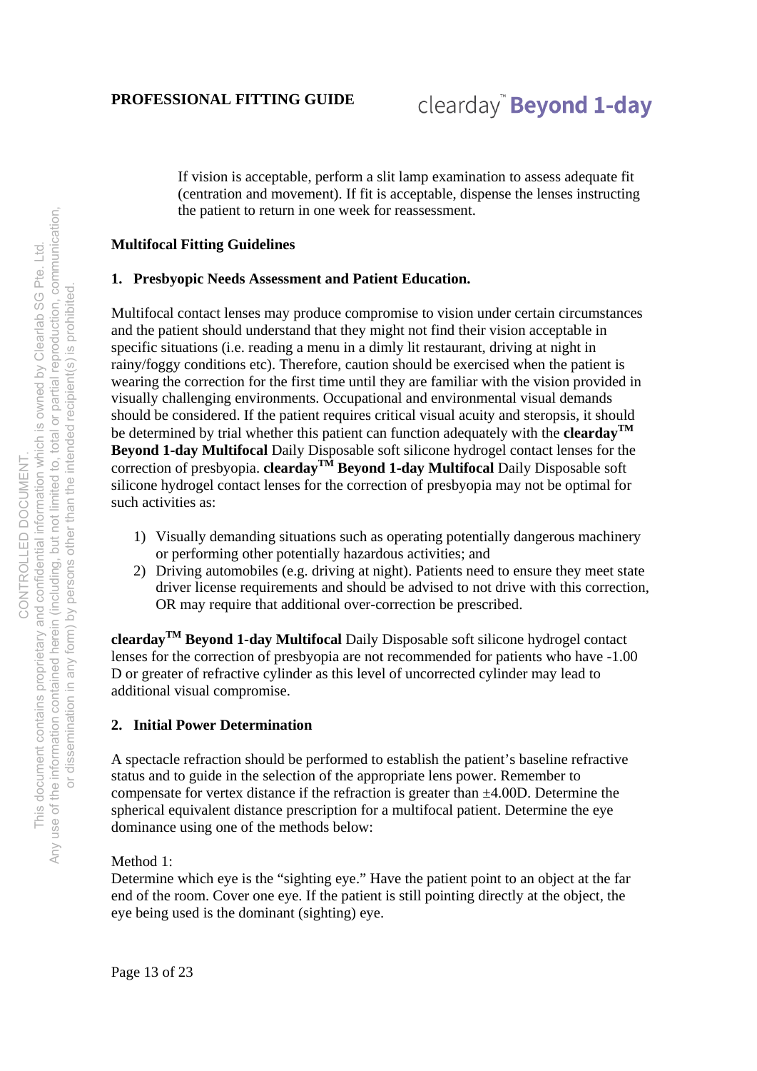If vision is acceptable, perform a slit lamp examination to assess adequate fit (centration and movement). If fit is acceptable, dispense the lenses instructing the patient to return in one week for reassessment.

**Multifocal Fitting Guidelines**

**1. Presbyopic Needs Assessment and Patient Education.**

Multifocal contact lenses may produce compromise to vision under certain circumstances and the patient should understand that they might not find their vision acceptable in specific situations (i.e. reading a menu in a dimly lit restaurant, driving at night in rainy/foggy conditions etc). Therefore, caution should be exercised when the patient is wearing the correction for the first time until they are familiar with the vision provided in visually challenging environments. Occupational and environmental visual demands should be considered. If the patient requires critical visual acuity and steropsis, it should be determined by trial whether this patient can function adequately with the **clearday™ Beyond 1-day Multifocal** Daily Disposable soft silicone hydrogel contact lenses for the correction of presbyopia. **clearday™ Beyond 1-day Multifocal** Daily Disposable soft silicone hydrogel contact lenses for the correction of presbyopia may not be optimal for such activities as:

1) Visually demanding situations such as operating potentially dangerous machinery or performing other potentially hazardous activities; and
2) Driving automobiles (e.g. driving at night). Patients need to ensure they meet state driver license requirements and should be advised to not drive with this correction, OR may require that additional over-correction be prescribed.

**clearday™ Beyond 1-day Multifocal** Daily Disposable soft silicone hydrogel contact lenses for the correction of presbyopia are not recommended for patients who have -1.00 D or greater of refractive cylinder as this level of uncorrected cylinder may lead to additional visual compromise.

**2. Initial Power Determination**

A spectacle refraction should be performed to establish the patient's baseline refractive status and to guide in the selection of the appropriate lens power. Remember to compensate for vertex distance if the refraction is greater than ±4.00D. Determine the spherical equivalent distance prescription for a multifocal patient. Determine the eye dominance using one of the methods below:

Method 1:
Determine which eye is the "sighting eye." Have the patient point to an object at the far end of the room. Cover one eye. If the patient is still pointing directly at the object, the eye being used is the dominant (sighting) eye.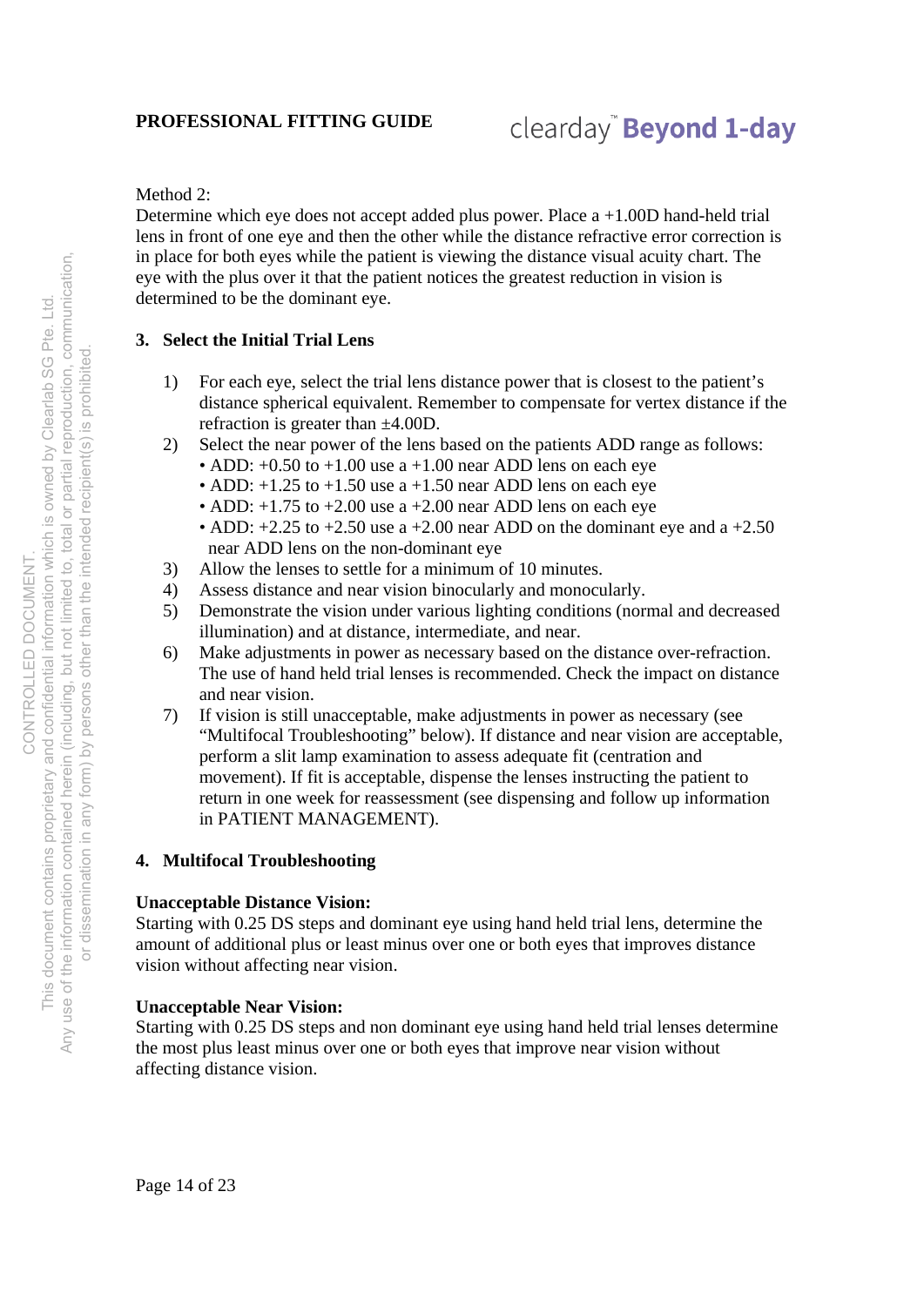Method 2:
Determine which eye does not accept added plus power. Place a +1.00D hand-held trial lens in front of one eye and then the other while the distance refractive error correction is in place for both eyes while the patient is viewing the distance visual acuity chart. The eye with the plus over it that the patient notices the greatest reduction in vision is determined to be the dominant eye.

## 3. Select the Initial Trial Lens

1) For each eye, select the trial lens distance power that is closest to the patient's distance spherical equivalent. Remember to compensate for vertex distance if the refraction is greater than ±4.00D.
2) Select the near power of the lens based on the patients ADD range as follows:
   - ADD: +0.50 to +1.00 use a +1.00 near ADD lens on each eye
   - ADD: +1.25 to +1.50 use a +1.50 near ADD lens on each eye
   - ADD: +1.75 to +2.00 use a +2.00 near ADD lens on each eye
   - ADD: +2.25 to +2.50 use a +2.00 near ADD on the dominant eye and a +2.50 near ADD lens on the non-dominant eye
3) Allow the lenses to settle for a minimum of 10 minutes.
4) Assess distance and near vision binocularly and monocularly.
5) Demonstrate the vision under various lighting conditions (normal and decreased illumination) and at distance, intermediate, and near.
6) Make adjustments in power as necessary based on the distance over-refraction. The use of hand held trial lenses is recommended. Check the impact on distance and near vision.
7) If vision is still unacceptable, make adjustments in power as necessary (see "Multifocal Troubleshooting" below). If distance and near vision are acceptable, perform a slit lamp examination to assess adequate fit (centration and movement). If fit is acceptable, dispense the lenses instructing the patient to return in one week for reassessment (see dispensing and follow up information in PATIENT MANAGEMENT).

## 4. Multifocal Troubleshooting

**Unacceptable Distance Vision:**
Starting with 0.25 DS steps and dominant eye using hand held trial lens, determine the amount of additional plus or least minus over one or both eyes that improves distance vision without affecting near vision.

**Unacceptable Near Vision:**
Starting with 0.25 DS steps and non dominant eye using hand held trial lenses determine the most plus least minus over one or both eyes that improve near vision without affecting distance vision.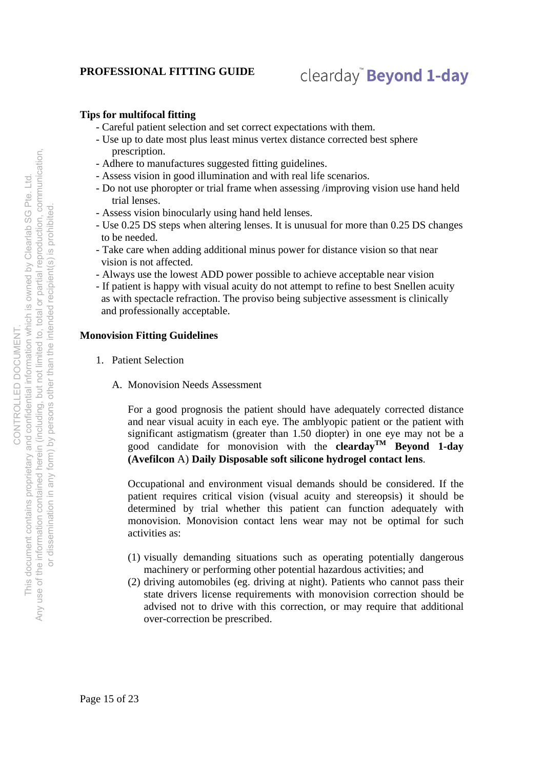**Tips for multifocal fitting**

- Careful patient selection and set correct expectations with them.
- Use up to date most plus least minus vertex distance corrected best sphere prescription.
- Adhere to manufactures suggested fitting guidelines.
- Assess vision in good illumination and with real life scenarios.
- Do not use phoropter or trial frame when assessing /improving vision use hand held trial lenses.
- Assess vision binocularly using hand held lenses.
- Use 0.25 DS steps when altering lenses. It is unusual for more than 0.25 DS changes to be needed.
- Take care when adding additional minus power for distance vision so that near vision is not affected.
- Always use the lowest ADD power possible to achieve acceptable near vision
- If patient is happy with visual acuity do not attempt to refine to best Snellen acuity as with spectacle refraction. The proviso being subjective assessment is clinically and professionally acceptable.

**Monovision Fitting Guidelines**

1. Patient Selection

   A. Monovision Needs Assessment

   For a good prognosis the patient should have adequately corrected distance and near visual acuity in each eye. The amblyopic patient or the patient with significant astigmatism (greater than 1.50 diopter) in one eye may not be a good candidate for monovision with the **clearday™ Beyond 1-day (Avefilcon** A) **Daily Disposable soft silicone hydrogel contact lens**.

   Occupational and environment visual demands should be considered. If the patient requires critical vision (visual acuity and stereopsis) it should be determined by trial whether this patient can function adequately with monovision. Monovision contact lens wear may not be optimal for such activities as:

   (1) visually demanding situations such as operating potentially dangerous machinery or performing other potential hazardous activities; and
   (2) driving automobiles (eg. driving at night). Patients who cannot pass their state drivers license requirements with monovision correction should be advised not to drive with this correction, or may require that additional over-correction be prescribed.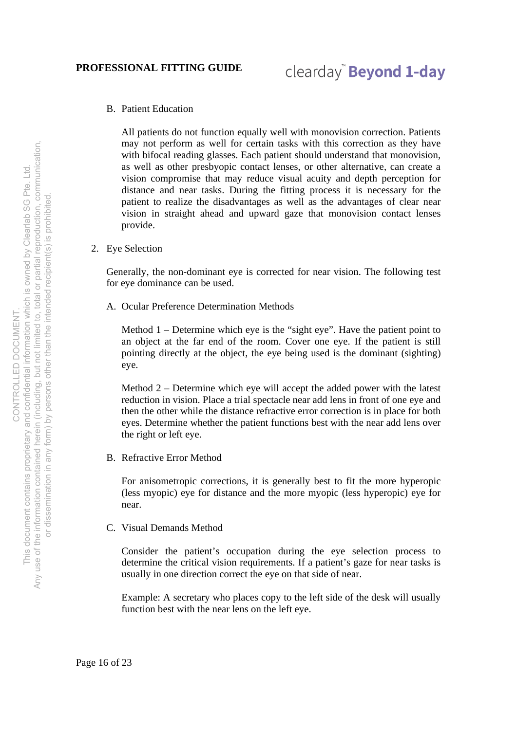B. Patient Education

All patients do not function equally well with monovision correction. Patients may not perform as well for certain tasks with this correction as they have with bifocal reading glasses. Each patient should understand that monovision, as well as other presbyopic contact lenses, or other alternative, can create a vision compromise that may reduce visual acuity and depth perception for distance and near tasks. During the fitting process it is necessary for the patient to realize the disadvantages as well as the advantages of clear near vision in straight ahead and upward gaze that monovision contact lenses provide.

2. Eye Selection

Generally, the non-dominant eye is corrected for near vision. The following test for eye dominance can be used.

A. Ocular Preference Determination Methods

Method 1 – Determine which eye is the "sight eye". Have the patient point to an object at the far end of the room. Cover one eye. If the patient is still pointing directly at the object, the eye being used is the dominant (sighting) eye.

Method 2 – Determine which eye will accept the added power with the latest reduction in vision. Place a trial spectacle near add lens in front of one eye and then the other while the distance refractive error correction is in place for both eyes. Determine whether the patient functions best with the near add lens over the right or left eye.

B. Refractive Error Method

For anisometropic corrections, it is generally best to fit the more hyperopic (less myopic) eye for distance and the more myopic (less hyperopic) eye for near.

C. Visual Demands Method

Consider the patient's occupation during the eye selection process to determine the critical vision requirements. If a patient's gaze for near tasks is usually in one direction correct the eye on that side of near.

Example: A secretary who places copy to the left side of the desk will usually function best with the near lens on the left eye.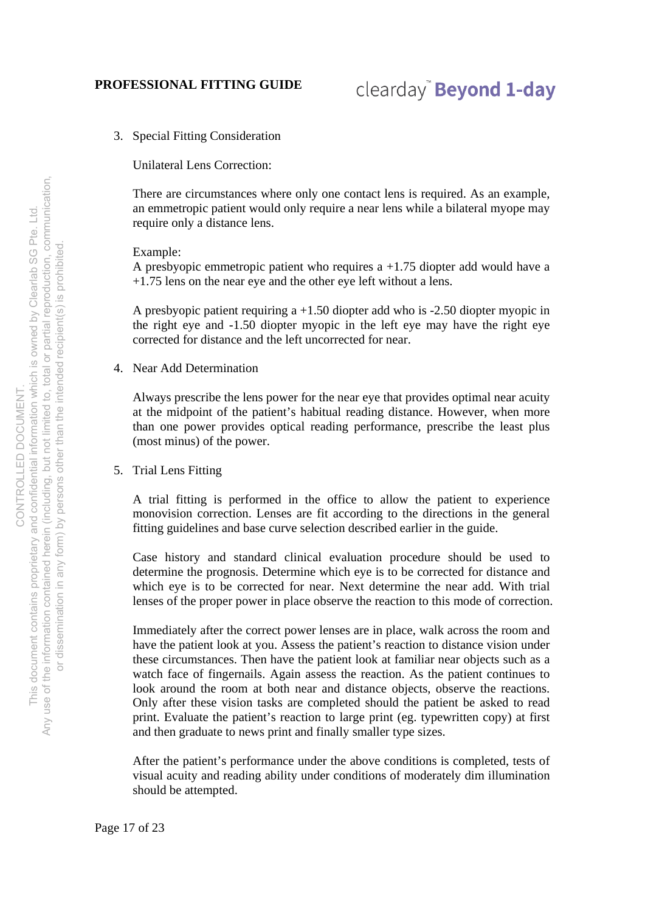3. Special Fitting Consideration

   Unilateral Lens Correction:

   There are circumstances where only one contact lens is required. As an example, an emmetropic patient would only require a near lens while a bilateral myope may require only a distance lens.

   Example:
   A presbyopic emmetropic patient who requires a +1.75 diopter add would have a +1.75 lens on the near eye and the other eye left without a lens.

   A presbyopic patient requiring a +1.50 diopter add who is -2.50 diopter myopic in the right eye and -1.50 diopter myopic in the left eye may have the right eye corrected for distance and the left uncorrected for near.

4. Near Add Determination

   Always prescribe the lens power for the near eye that provides optimal near acuity at the midpoint of the patient's habitual reading distance. However, when more than one power provides optical reading performance, prescribe the least plus (most minus) of the power.

5. Trial Lens Fitting

   A trial fitting is performed in the office to allow the patient to experience monovision correction. Lenses are fit according to the directions in the general fitting guidelines and base curve selection described earlier in the guide.

   Case history and standard clinical evaluation procedure should be used to determine the prognosis. Determine which eye is to be corrected for distance and which eye is to be corrected for near. Next determine the near add. With trial lenses of the proper power in place observe the reaction to this mode of correction.

   Immediately after the correct power lenses are in place, walk across the room and have the patient look at you. Assess the patient's reaction to distance vision under these circumstances. Then have the patient look at familiar near objects such as a watch face of fingernails. Again assess the reaction. As the patient continues to look around the room at both near and distance objects, observe the reactions. Only after these vision tasks are completed should the patient be asked to read print. Evaluate the patient's reaction to large print (eg. typewritten copy) at first and then graduate to news print and finally smaller type sizes.

   After the patient's performance under the above conditions is completed, tests of visual acuity and reading ability under conditions of moderately dim illumination should be attempted.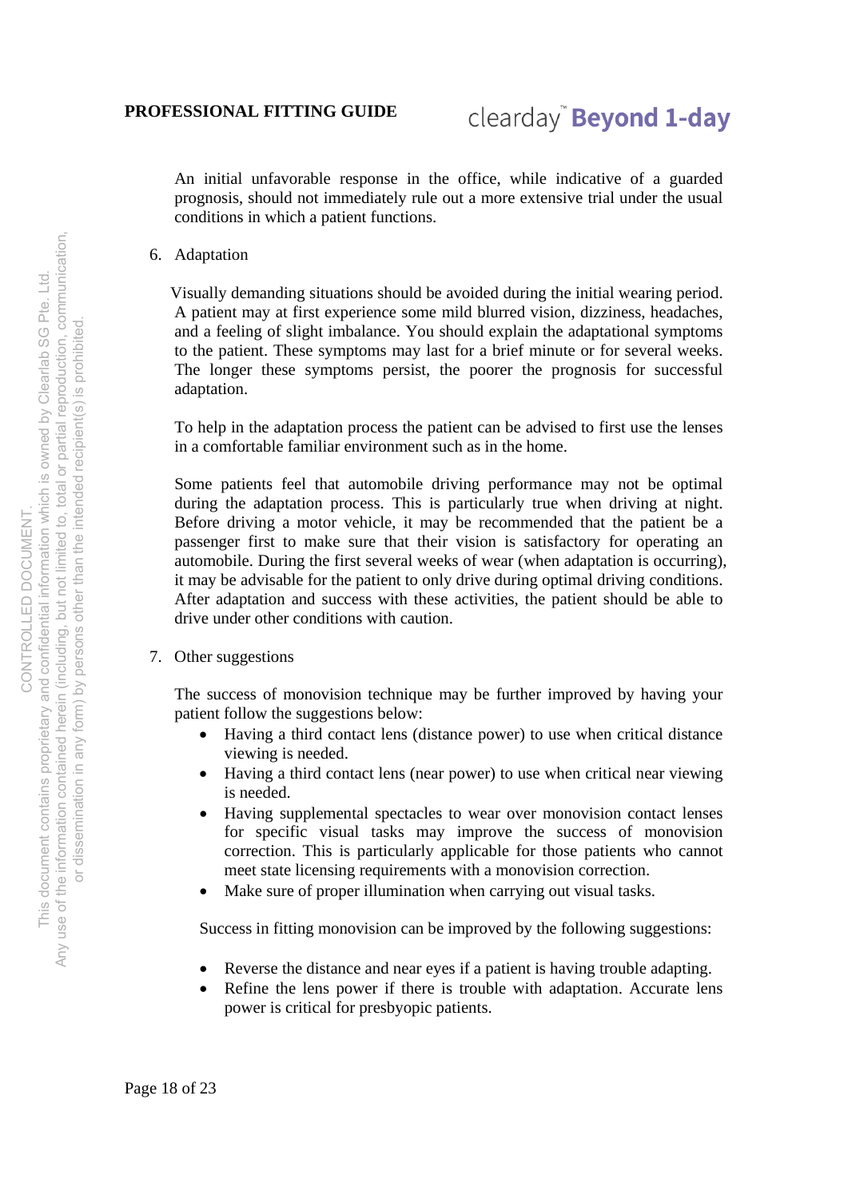An initial unfavorable response in the office, while indicative of a guarded prognosis, should not immediately rule out a more extensive trial under the usual conditions in which a patient functions.

6. Adaptation

Visually demanding situations should be avoided during the initial wearing period. A patient may at first experience some mild blurred vision, dizziness, headaches, and a feeling of slight imbalance. You should explain the adaptational symptoms to the patient. These symptoms may last for a brief minute or for several weeks. The longer these symptoms persist, the poorer the prognosis for successful adaptation.

To help in the adaptation process the patient can be advised to first use the lenses in a comfortable familiar environment such as in the home.

Some patients feel that automobile driving performance may not be optimal during the adaptation process. This is particularly true when driving at night. Before driving a motor vehicle, it may be recommended that the patient be a passenger first to make sure that their vision is satisfactory for operating an automobile. During the first several weeks of wear (when adaptation is occurring), it may be advisable for the patient to only drive during optimal driving conditions. After adaptation and success with these activities, the patient should be able to drive under other conditions with caution.

7. Other suggestions

The success of monovision technique may be further improved by having your patient follow the suggestions below:

- Having a third contact lens (distance power) to use when critical distance viewing is needed.
- Having a third contact lens (near power) to use when critical near viewing is needed.
- Having supplemental spectacles to wear over monovision contact lenses for specific visual tasks may improve the success of monovision correction. This is particularly applicable for those patients who cannot meet state licensing requirements with a monovision correction.
- Make sure of proper illumination when carrying out visual tasks.

Success in fitting monovision can be improved by the following suggestions:

- Reverse the distance and near eyes if a patient is having trouble adapting.
- Refine the lens power if there is trouble with adaptation. Accurate lens power is critical for presbyopic patients.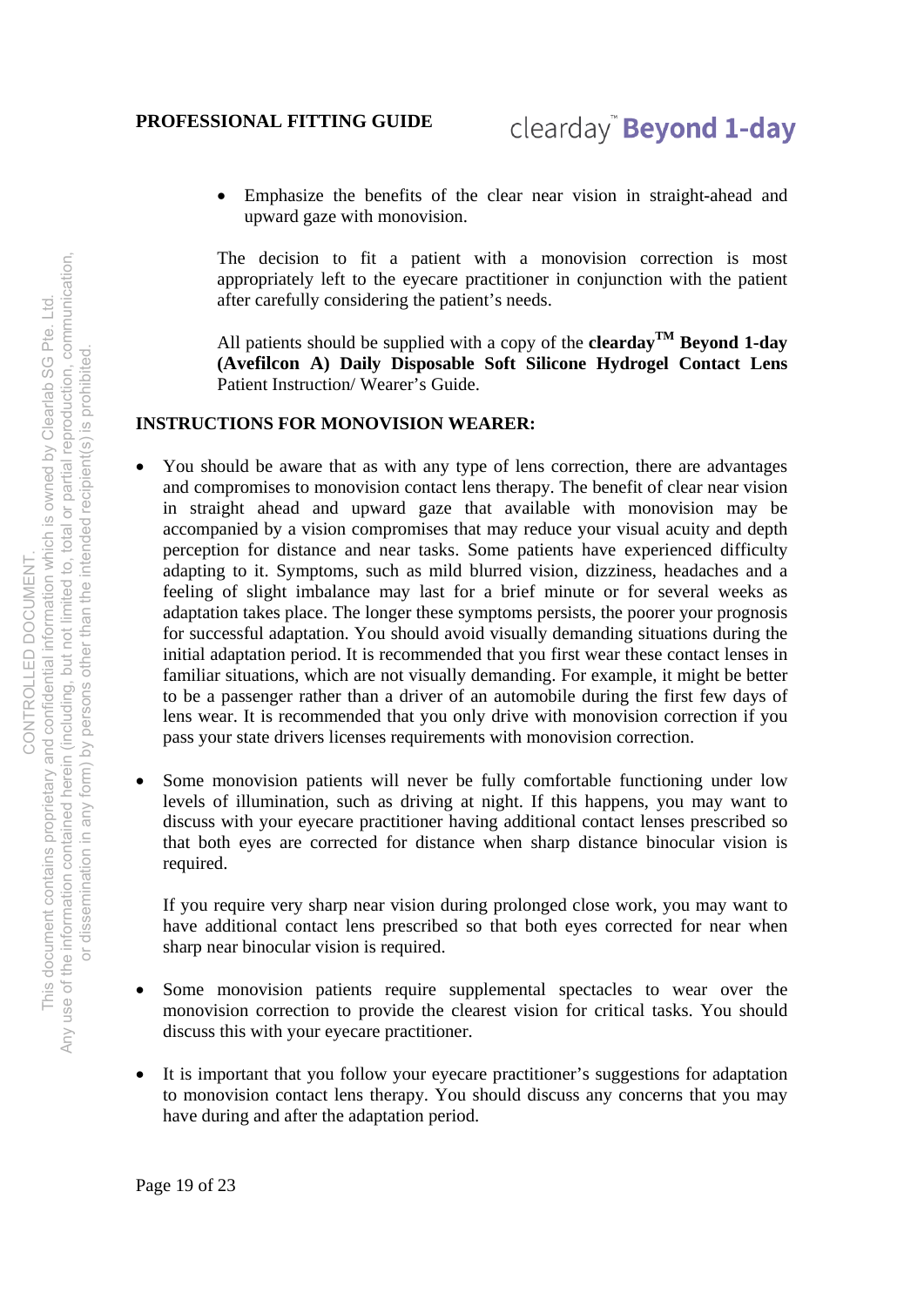- Emphasize the benefits of the clear near vision in straight-ahead and upward gaze with monovision.

The decision to fit a patient with a monovision correction is most appropriately left to the eyecare practitioner in conjunction with the patient after carefully considering the patient's needs.

All patients should be supplied with a copy of the **clearday™ Beyond 1-day (Avefilcon A) Daily Disposable Soft Silicone Hydrogel Contact Lens** Patient Instruction/ Wearer's Guide.

**INSTRUCTIONS FOR MONOVISION WEARER:**

- You should be aware that as with any type of lens correction, there are advantages and compromises to monovision contact lens therapy. The benefit of clear near vision in straight ahead and upward gaze that available with monovision may be accompanied by a vision compromises that may reduce your visual acuity and depth perception for distance and near tasks. Some patients have experienced difficulty adapting to it. Symptoms, such as mild blurred vision, dizziness, headaches and a feeling of slight imbalance may last for a brief minute or for several weeks as adaptation takes place. The longer these symptoms persists, the poorer your prognosis for successful adaptation. You should avoid visually demanding situations during the initial adaptation period. It is recommended that you first wear these contact lenses in familiar situations, which are not visually demanding. For example, it might be better to be a passenger rather than a driver of an automobile during the first few days of lens wear. It is recommended that you only drive with monovision correction if you pass your state drivers licenses requirements with monovision correction.

- Some monovision patients will never be fully comfortable functioning under low levels of illumination, such as driving at night. If this happens, you may want to discuss with your eyecare practitioner having additional contact lenses prescribed so that both eyes are corrected for distance when sharp distance binocular vision is required.

  If you require very sharp near vision during prolonged close work, you may want to have additional contact lens prescribed so that both eyes corrected for near when sharp near binocular vision is required.

- Some monovision patients require supplemental spectacles to wear over the monovision correction to provide the clearest vision for critical tasks. You should discuss this with your eyecare practitioner.

- It is important that you follow your eyecare practitioner's suggestions for adaptation to monovision contact lens therapy. You should discuss any concerns that you may have during and after the adaptation period.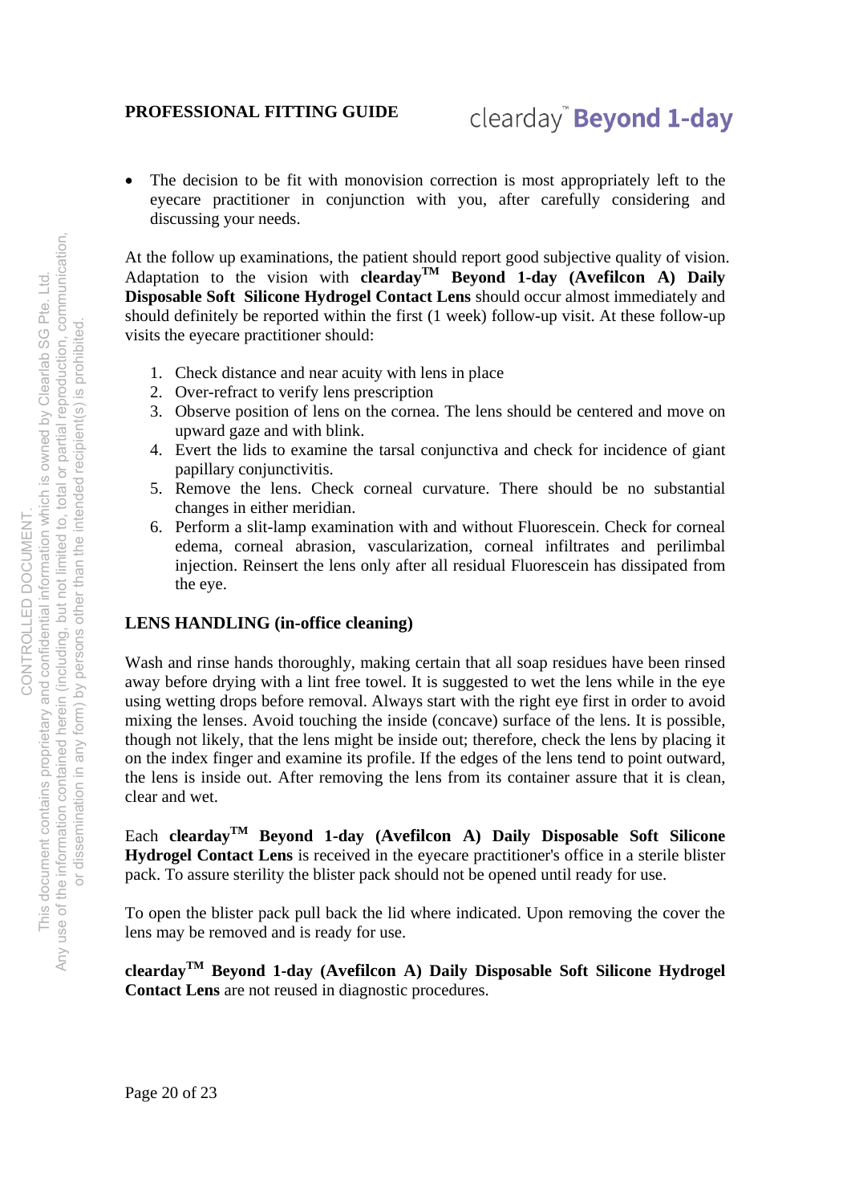- The decision to be fit with monovision correction is most appropriately left to the eyecare practitioner in conjunction with you, after carefully considering and discussing your needs.

At the follow up examinations, the patient should report good subjective quality of vision. Adaptation to the vision with **clearday™ Beyond 1-day (Avefilcon A) Daily Disposable Soft Silicone Hydrogel Contact Lens** should occur almost immediately and should definitely be reported within the first (1 week) follow-up visit. At these follow-up visits the eyecare practitioner should:

1. Check distance and near acuity with lens in place
2. Over-refract to verify lens prescription
3. Observe position of lens on the cornea. The lens should be centered and move on upward gaze and with blink.
4. Evert the lids to examine the tarsal conjunctiva and check for incidence of giant papillary conjunctivitis.
5. Remove the lens. Check corneal curvature. There should be no substantial changes in either meridian.
6. Perform a slit-lamp examination with and without Fluorescein. Check for corneal edema, corneal abrasion, vascularization, corneal infiltrates and perilimbal injection. Reinsert the lens only after all residual Fluorescein has dissipated from the eye.

**LENS HANDLING (in-office cleaning)**

Wash and rinse hands thoroughly, making certain that all soap residues have been rinsed away before drying with a lint free towel. It is suggested to wet the lens while in the eye using wetting drops before removal. Always start with the right eye first in order to avoid mixing the lenses. Avoid touching the inside (concave) surface of the lens. It is possible, though not likely, that the lens might be inside out; therefore, check the lens by placing it on the index finger and examine its profile. If the edges of the lens tend to point outward, the lens is inside out. After removing the lens from its container assure that it is clean, clear and wet.

Each **clearday™ Beyond 1-day (Avefilcon A) Daily Disposable Soft Silicone Hydrogel Contact Lens** is received in the eyecare practitioner's office in a sterile blister pack. To assure sterility the blister pack should not be opened until ready for use.

To open the blister pack pull back the lid where indicated. Upon removing the cover the lens may be removed and is ready for use.

**clearday™ Beyond 1-day (Avefilcon A) Daily Disposable Soft Silicone Hydrogel Contact Lens** are not reused in diagnostic procedures.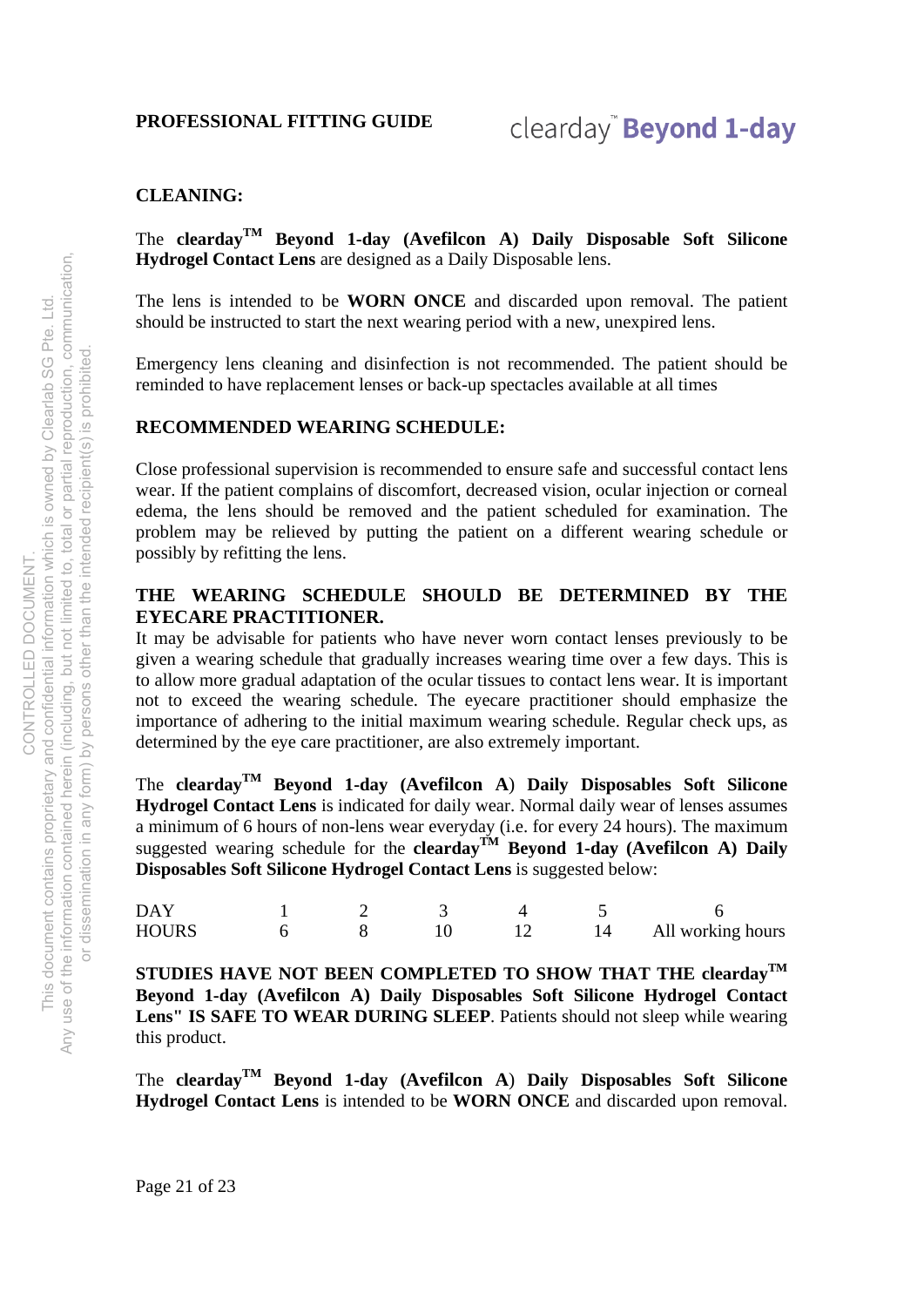## CLEANING:

The **clearday™ Beyond 1-day (Avefilcon A) Daily Disposable Soft Silicone Hydrogel Contact Lens** are designed as a Daily Disposable lens.

The lens is intended to be **WORN ONCE** and discarded upon removal. The patient should be instructed to start the next wearing period with a new, unexpired lens.

Emergency lens cleaning and disinfection is not recommended. The patient should be reminded to have replacement lenses or back-up spectacles available at all times

## RECOMMENDED WEARING SCHEDULE:

Close professional supervision is recommended to ensure safe and successful contact lens wear. If the patient complains of discomfort, decreased vision, ocular injection or corneal edema, the lens should be removed and the patient scheduled for examination. The problem may be relieved by putting the patient on a different wearing schedule or possibly by refitting the lens.

**THE WEARING SCHEDULE SHOULD BE DETERMINED BY THE EYECARE PRACTITIONER.**
It may be advisable for patients who have never worn contact lenses previously to be given a wearing schedule that gradually increases wearing time over a few days. This is to allow more gradual adaptation of the ocular tissues to contact lens wear. It is important not to exceed the wearing schedule. The eyecare practitioner should emphasize the importance of adhering to the initial maximum wearing schedule. Regular check ups, as determined by the eye care practitioner, are also extremely important.

The **clearday™ Beyond 1-day (Avefilcon A) Daily Disposables Soft Silicone Hydrogel Contact Lens** is indicated for daily wear. Normal daily wear of lenses assumes a minimum of 6 hours of non-lens wear everyday (i.e. for every 24 hours). The maximum suggested wearing schedule for the **clearday™ Beyond 1-day (Avefilcon A) Daily Disposables Soft Silicone Hydrogel Contact Lens** is suggested below:

| DAY | 1 | 2 | 3 | 4 | 5 | 6 |
|---|---|---|---|---|---|---|
| HOURS | 6 | 8 | 10 | 12 | 14 | All working hours |

**STUDIES HAVE NOT BEEN COMPLETED TO SHOW THAT THE clearday™ Beyond 1-day (Avefilcon A) Daily Disposables Soft Silicone Hydrogel Contact Lens" IS SAFE TO WEAR DURING SLEEP**. Patients should not sleep while wearing this product.

The **clearday™ Beyond 1-day (Avefilcon A) Daily Disposables Soft Silicone Hydrogel Contact Lens** is intended to be **WORN ONCE** and discarded upon removal.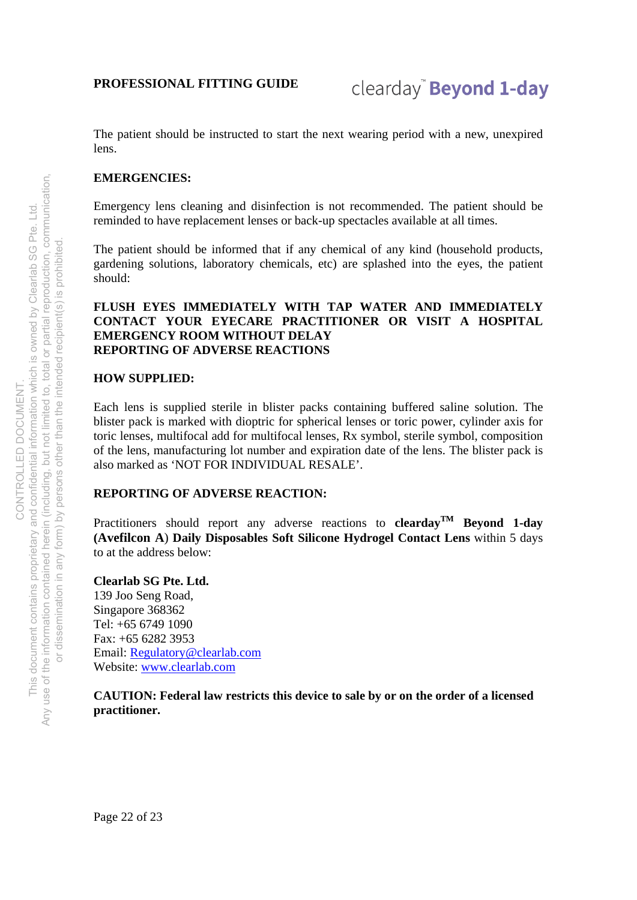The patient should be instructed to start the next wearing period with a new, unexpired lens.

**EMERGENCIES:**

Emergency lens cleaning and disinfection is not recommended. The patient should be reminded to have replacement lenses or back-up spectacles available at all times.

The patient should be informed that if any chemical of any kind (household products, gardening solutions, laboratory chemicals, etc) are splashed into the eyes, the patient should:

**FLUSH EYES IMMEDIATELY WITH TAP WATER AND IMMEDIATELY CONTACT YOUR EYECARE PRACTITIONER OR VISIT A HOSPITAL EMERGENCY ROOM WITHOUT DELAY**
**REPORTING OF ADVERSE REACTIONS**

**HOW SUPPLIED:**

Each lens is supplied sterile in blister packs containing buffered saline solution. The blister pack is marked with dioptric for spherical lenses or toric power, cylinder axis for toric lenses, multifocal add for multifocal lenses, Rx symbol, sterile symbol, composition of the lens, manufacturing lot number and expiration date of the lens. The blister pack is also marked as 'NOT FOR INDIVIDUAL RESALE'.

**REPORTING OF ADVERSE REACTION:**

Practitioners should report any adverse reactions to **clearday™ Beyond 1-day (Avefilcon A**) **Daily Disposables Soft Silicone Hydrogel Contact Lens** within 5 days to at the address below:

**Clearlab SG Pte. Ltd.**
139 Joo Seng Road,
Singapore 368362
Tel: +65 6749 1090
Fax: +65 6282 3953
Email: [Regulatory@clearlab.com](mailto:Regulatory@clearlab.com)
Website: [www.clearlab.com](http://www.clearlab.com)

**CAUTION: Federal law restricts this device to sale by or on the order of a licensed practitioner.**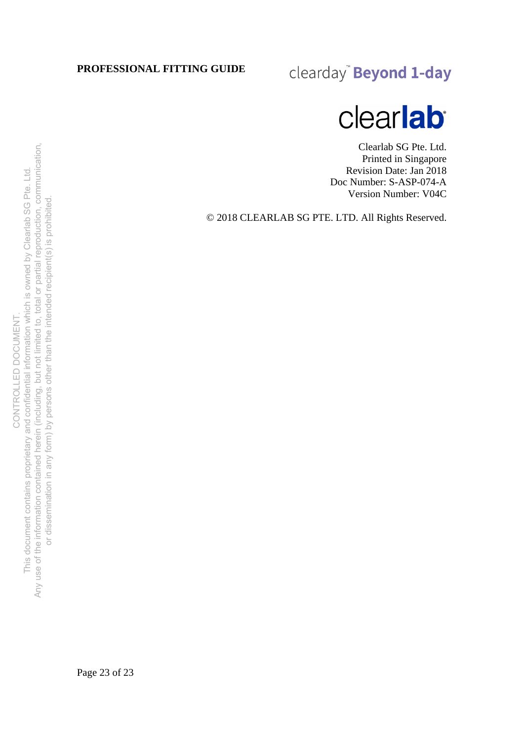**PROFESSIONAL FITTING GUIDE**

clearday™ **Beyond 1-day**

clear**lab**®

Clearlab SG Pte. Ltd.
Printed in Singapore
Revision Date: Jan 2018
Doc Number: S-ASP-074-A
Version Number: V04C

© 2018 CLEARLAB SG PTE. LTD. All Rights Reserved.

CONTROLLED DOCUMENT.
This document contains proprietary and confidential information which is owned by Clearlab SG Pte. Ltd.
Any use of the information contained herein (including, but not limited to, total or partial reproduction, communication, or dissemination in any form) by persons other than the intended recipient(s) is prohibited.